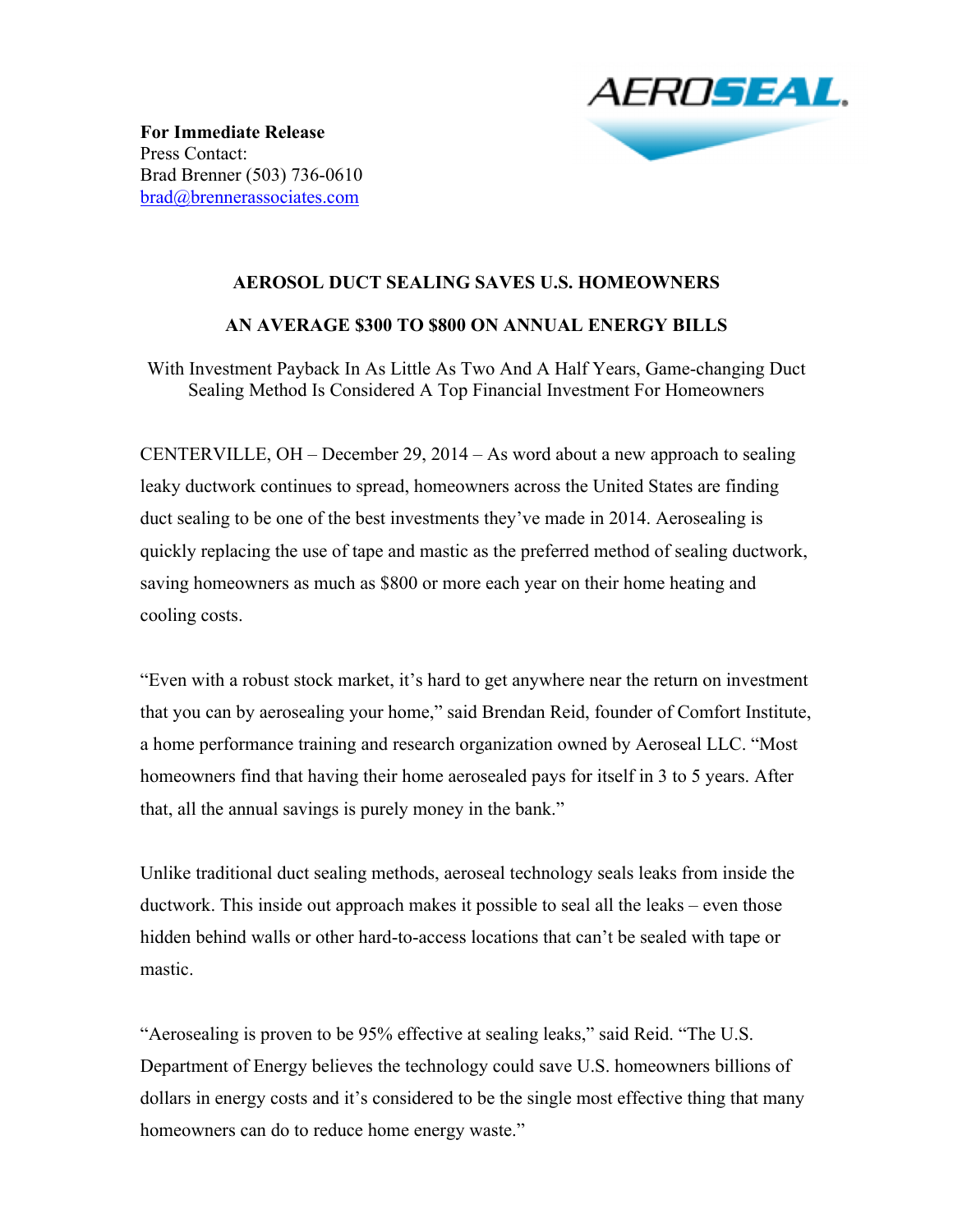**For Immediate Release**
Press Contact:
Brad Brenner (503) 736-0610
brad@brennerassociates.com

## AEROSOL DUCT SEALING SAVES U.S. HOMEOWNERS AN AVERAGE $300 TO $800 ON ANNUAL ENERGY BILLS

With Investment Payback In As Little As Two And A Half Years, Game-changing Duct Sealing Method Is Considered A Top Financial Investment For Homeowners

CENTERVILLE, OH – December 29, 2014 – As word about a new approach to sealing leaky ductwork continues to spread, homeowners across the United States are finding duct sealing to be one of the best investments they've made in 2014. Aerosealing is quickly replacing the use of tape and mastic as the preferred method of sealing ductwork, saving homeowners as much as $800 or more each year on their home heating and cooling costs.

"Even with a robust stock market, it's hard to get anywhere near the return on investment that you can by aerosealing your home," said Brendan Reid, founder of Comfort Institute, a home performance training and research organization owned by Aeroseal LLC. "Most homeowners find that having their home aerosealed pays for itself in 3 to 5 years. After that, all the annual savings is purely money in the bank."

Unlike traditional duct sealing methods, aeroseal technology seals leaks from inside the ductwork. This inside out approach makes it possible to seal all the leaks – even those hidden behind walls or other hard-to-access locations that can't be sealed with tape or mastic.

"Aerosealing is proven to be 95% effective at sealing leaks," said Reid. "The U.S. Department of Energy believes the technology could save U.S. homeowners billions of dollars in energy costs and it's considered to be the single most effective thing that many homeowners can do to reduce home energy waste."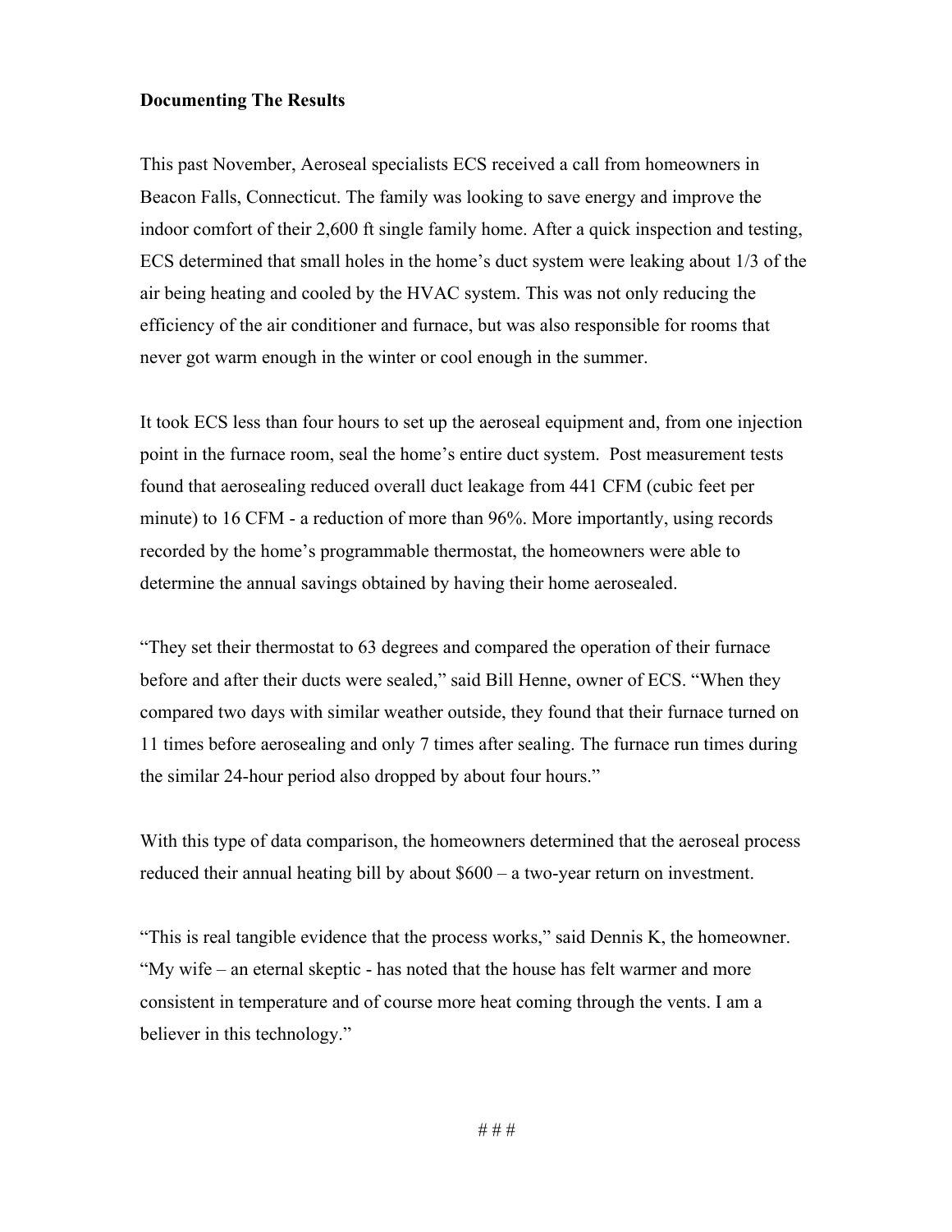**Documenting The Results**

This past November, Aeroseal specialists ECS received a call from homeowners in Beacon Falls, Connecticut. The family was looking to save energy and improve the indoor comfort of their 2,600 ft single family home. After a quick inspection and testing, ECS determined that small holes in the home's duct system were leaking about 1/3 of the air being heating and cooled by the HVAC system. This was not only reducing the efficiency of the air conditioner and furnace, but was also responsible for rooms that never got warm enough in the winter or cool enough in the summer.

It took ECS less than four hours to set up the aeroseal equipment and, from one injection point in the furnace room, seal the home's entire duct system. Post measurement tests found that aerosealing reduced overall duct leakage from 441 CFM (cubic feet per minute) to 16 CFM - a reduction of more than 96%. More importantly, using records recorded by the home's programmable thermostat, the homeowners were able to determine the annual savings obtained by having their home aerosealed.

"They set their thermostat to 63 degrees and compared the operation of their furnace before and after their ducts were sealed," said Bill Henne, owner of ECS. "When they compared two days with similar weather outside, they found that their furnace turned on 11 times before aerosealing and only 7 times after sealing. The furnace run times during the similar 24-hour period also dropped by about four hours."

With this type of data comparison, the homeowners determined that the aeroseal process reduced their annual heating bill by about $600 – a two-year return on investment.

"This is real tangible evidence that the process works," said Dennis K, the homeowner. "My wife – an eternal skeptic - has noted that the house has felt warmer and more consistent in temperature and of course more heat coming through the vents. I am a believer in this technology."

# # #